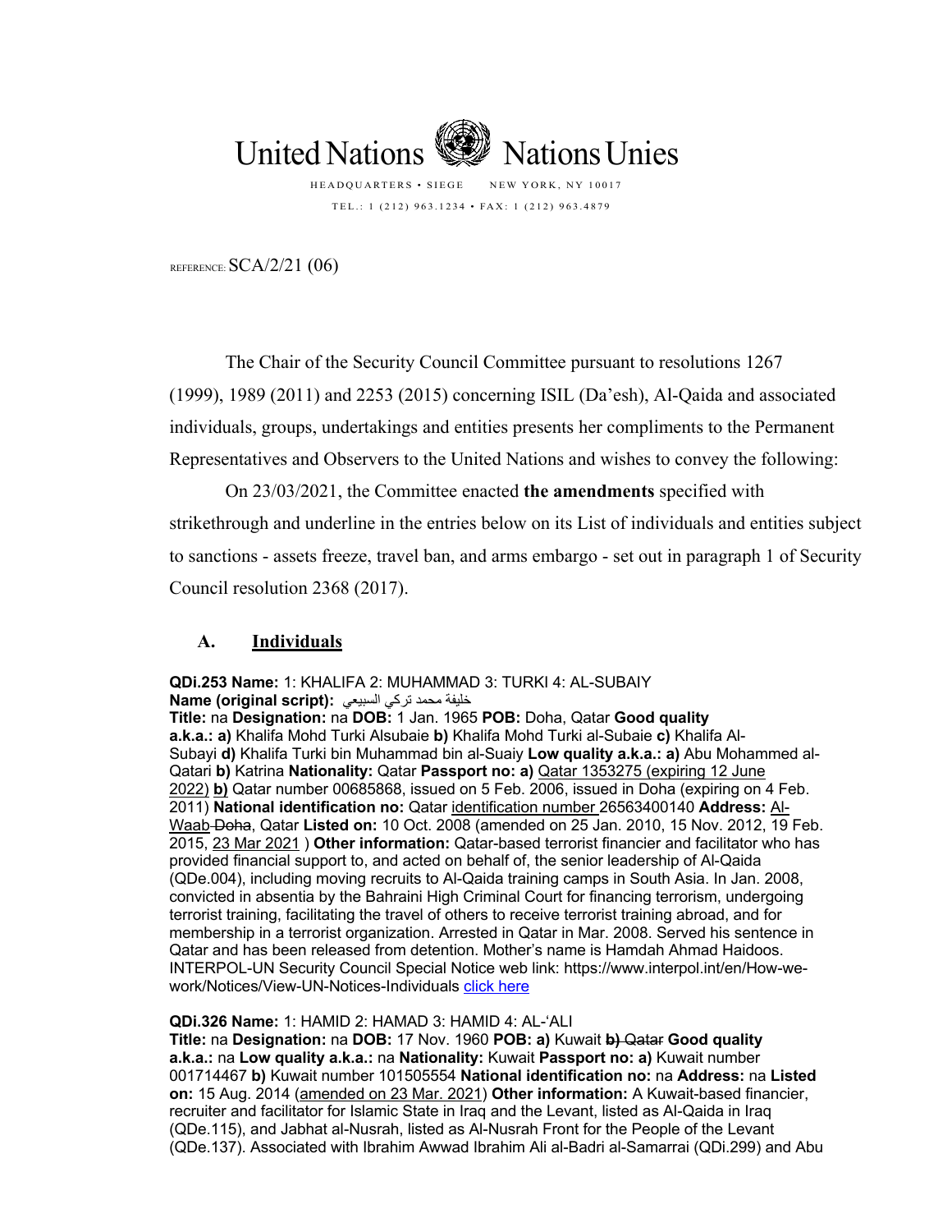United Nations  Nations Unies

HEADQUARTERS • SIEGE  NEW YORK, NY 10017

TEL.: 1 (212) 963.1234 • FAX: 1 (212) 963.4879

REFERENCE: SCA/2/21 (06)

The Chair of the Security Council Committee pursuant to resolutions 1267 (1999), 1989 (2011) and 2253 (2015) concerning ISIL (Da'esh), Al-Qaida and associated individuals, groups, undertakings and entities presents her compliments to the Permanent Representatives and Observers to the United Nations and wishes to convey the following:

On 23/03/2021, the Committee enacted **the amendments** specified with strikethrough and underline in the entries below on its List of individuals and entities subject to sanctions - assets freeze, travel ban, and arms embargo - set out in paragraph 1 of Security Council resolution 2368 (2017).

## A. Individuals

**QDi.253 Name:** 1: KHALIFA 2: MUHAMMAD 3: TURKI 4: AL-SUBAIY
**Name (original script):** خليفة محمد تركي السبيعي
**Title:** na **Designation:** na **DOB:** 1 Jan. 1965 **POB:** Doha, Qatar **Good quality a.k.a.: a)** Khalifa Mohd Turki Alsubaie **b)** Khalifa Mohd Turki al-Subaie **c)** Khalifa Al-Subayi **d)** Khalifa Turki bin Muhammad bin al-Suaiy **Low quality a.k.a.: a)** Abu Mohammed al-Qatari **b)** Katrina **Nationality:** Qatar **Passport no: a)** <u>Qatar 1353275 (expiring 12 June 2022)</u> <u>**b)**</u> Qatar number 00685868, issued on 5 Feb. 2006, issued in Doha (expiring on 4 Feb. 2011) **National identification no:** Qatar <u>identification number</u> 26563400140 **Address:** <u>Al-Waab</u> ~~Doha~~, Qatar **Listed on:** 10 Oct. 2008 (amended on 25 Jan. 2010, 15 Nov. 2012, 19 Feb. 2015, <u>23 Mar 2021</u> ) **Other information:** Qatar-based terrorist financier and facilitator who has provided financial support to, and acted on behalf of, the senior leadership of Al-Qaida (QDe.004), including moving recruits to Al-Qaida training camps in South Asia. In Jan. 2008, convicted in absentia by the Bahraini High Criminal Court for financing terrorism, undergoing terrorist training, facilitating the travel of others to receive terrorist training abroad, and for membership in a terrorist organization. Arrested in Qatar in Mar. 2008. Served his sentence in Qatar and has been released from detention. Mother's name is Hamdah Ahmad Haidoos. INTERPOL-UN Security Council Special Notice web link: https://www.interpol.int/en/How-we-work/Notices/View-UN-Notices-Individuals <u>click here</u>

**QDi.326 Name:** 1: HAMID 2: HAMAD 3: HAMID 4: AL-'ALI
**Title:** na **Designation:** na **DOB:** 17 Nov. 1960 **POB: a)** Kuwait ~~**b)** Qatar~~ **Good quality a.k.a.:** na **Low quality a.k.a.:** na **Nationality:** Kuwait **Passport no: a)** Kuwait number 001714467 **b)** Kuwait number 101505554 **National identification no:** na **Address:** na **Listed on:** 15 Aug. 2014 (<u>amended on 23 Mar. 2021</u>) **Other information:** A Kuwait-based financier, recruiter and facilitator for Islamic State in Iraq and the Levant, listed as Al-Qaida in Iraq (QDe.115), and Jabhat al-Nusrah, listed as Al-Nusrah Front for the People of the Levant (QDe.137). Associated with Ibrahim Awwad Ibrahim Ali al-Badri al-Samarrai (QDi.299) and Abu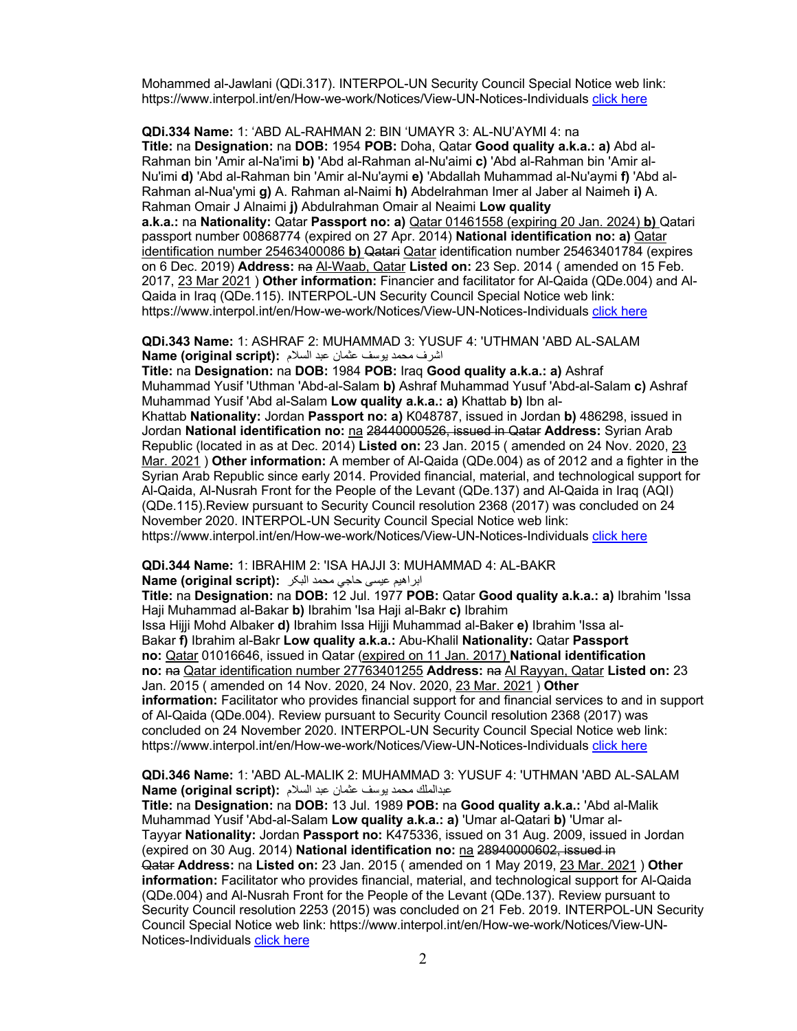Mohammed al-Jawlani (QDi.317). INTERPOL-UN Security Council Special Notice web link: https://www.interpol.int/en/How-we-work/Notices/View-UN-Notices-Individuals click here

**QDi.334 Name:** 1: 'ABD AL-RAHMAN 2: BIN 'UMAYR 3: AL-NU'AYMI 4: na
**Title:** na **Designation:** na **DOB:** 1954 **POB:** Doha, Qatar **Good quality a.k.a.:** **a)** Abd al-Rahman bin 'Amir al-Na'imi **b)** 'Abd al-Rahman al-Nu'aimi **c)** 'Abd al-Rahman bin 'Amir al-Nu'imi **d)** 'Abd al-Rahman bin 'Amir al-Nu'aymi **e)** 'Abdallah Muhammad al-Nu'aymi **f)** 'Abd al-Rahman al-Nua'ymi **g)** A. Rahman al-Naimi **h)** Abdelrahman Imer al Jaber al Naimeh **i)** A. Rahman Omair J Alnaimi **j)** Abdulrahman Omair al Neaimi **Low quality a.k.a.:** na **Nationality:** Qatar **Passport no:** **a)** Qatar 01461558 (expiring 20 Jan. 2024) **b)** Qatari passport number 00868774 (expired on 27 Apr. 2014) **National identification no:** **a)** Qatar identification number 25463400086 **b)** ~~Qatari~~ Qatar identification number 25463401784 (expires on 6 Dec. 2019) **Address:** ~~na~~ Al-Waab, Qatar **Listed on:** 23 Sep. 2014 ( amended on 15 Feb. 2017, 23 Mar 2021 ) **Other information:** Financier and facilitator for Al-Qaida (QDe.004) and Al-Qaida in Iraq (QDe.115). INTERPOL-UN Security Council Special Notice web link: https://www.interpol.int/en/How-we-work/Notices/View-UN-Notices-Individuals click here

**QDi.343 Name:** 1: ASHRAF 2: MUHAMMAD 3: YUSUF 4: 'UTHMAN 'ABD AL-SALAM
**Name (original script):** اشرف محمد يوسف عثمان عبد السلام
**Title:** na **Designation:** na **DOB:** 1984 **POB:** Iraq **Good quality a.k.a.:** **a)** Ashraf Muhammad Yusif 'Uthman 'Abd-al-Salam **b)** Ashraf Muhammad Yusuf 'Abd-al-Salam **c)** Ashraf Muhammad Yusif 'Abd al-Salam **Low quality a.k.a.:** **a)** Khattab **b)** Ibn al-Khattab **Nationality:** Jordan **Passport no:** **a)** K048787, issued in Jordan **b)** 486298, issued in Jordan **National identification no:** na ~~28440000526, issued in Qatar~~ **Address:** Syrian Arab Republic (located in as at Dec. 2014) **Listed on:** 23 Jan. 2015 ( amended on 24 Nov. 2020, 23 Mar. 2021 ) **Other information:** A member of Al-Qaida (QDe.004) as of 2012 and a fighter in the Syrian Arab Republic since early 2014. Provided financial, material, and technological support for Al-Qaida, Al-Nusrah Front for the People of the Levant (QDe.137) and Al-Qaida in Iraq (AQI) (QDe.115).Review pursuant to Security Council resolution 2368 (2017) was concluded on 24 November 2020. INTERPOL-UN Security Council Special Notice web link: https://www.interpol.int/en/How-we-work/Notices/View-UN-Notices-Individuals click here

**QDi.344 Name:** 1: IBRAHIM 2: 'ISA HAJJI 3: MUHAMMAD 4: AL-BAKR
**Name (original script):** ابراهيم عيسى حاجي محمد البكر
**Title:** na **Designation:** na **DOB:** 12 Jul. 1977 **POB:** Qatar **Good quality a.k.a.:** **a)** Ibrahim 'Issa Haji Muhammad al-Bakar **b)** Ibrahim 'Isa Haji al-Bakr **c)** Ibrahim Issa Hijji Mohd Albaker **d)** Ibrahim Issa Hijji Muhammad al-Baker **e)** Ibrahim 'Issa al-Bakar **f)** Ibrahim al-Bakr **Low quality a.k.a.:** Abu-Khalil **Nationality:** Qatar **Passport no:** Qatar 01016646, issued in Qatar (expired on 11 Jan. 2017) **National identification no:** ~~na~~ Qatar identification number 27763401255 **Address:** ~~na~~ Al Rayyan, Qatar **Listed on:** 23 Jan. 2015 ( amended on 14 Nov. 2020, 24 Nov. 2020, 23 Mar. 2021 ) **Other information:** Facilitator who provides financial support for and financial services to and in support of Al-Qaida (QDe.004). Review pursuant to Security Council resolution 2368 (2017) was concluded on 24 November 2020. INTERPOL-UN Security Council Special Notice web link: https://www.interpol.int/en/How-we-work/Notices/View-UN-Notices-Individuals click here

**QDi.346 Name:** 1: 'ABD AL-MALIK 2: MUHAMMAD 3: YUSUF 4: 'UTHMAN 'ABD AL-SALAM
**Name (original script):** عبدالملك محمد يوسف عثمان عبد السلام
**Title:** na **Designation:** na **DOB:** 13 Jul. 1989 **POB:** na **Good quality a.k.a.:** 'Abd al-Malik Muhammad Yusif 'Abd-al-Salam **Low quality a.k.a.:** **a)** 'Umar al-Qatari **b)** 'Umar al-Tayyar **Nationality:** Jordan **Passport no:** K475336, issued on 31 Aug. 2009, issued in Jordan (expired on 30 Aug. 2014) **National identification no:** na ~~28940000602, issued in Qatar~~ **Address:** na **Listed on:** 23 Jan. 2015 ( amended on 1 May 2019, 23 Mar. 2021 ) **Other information:** Facilitator who provides financial, material, and technological support for Al-Qaida (QDe.004) and Al-Nusrah Front for the People of the Levant (QDe.137). Review pursuant to Security Council resolution 2253 (2015) was concluded on 21 Feb. 2019. INTERPOL-UN Security Council Special Notice web link: https://www.interpol.int/en/How-we-work/Notices/View-UN-Notices-Individuals click here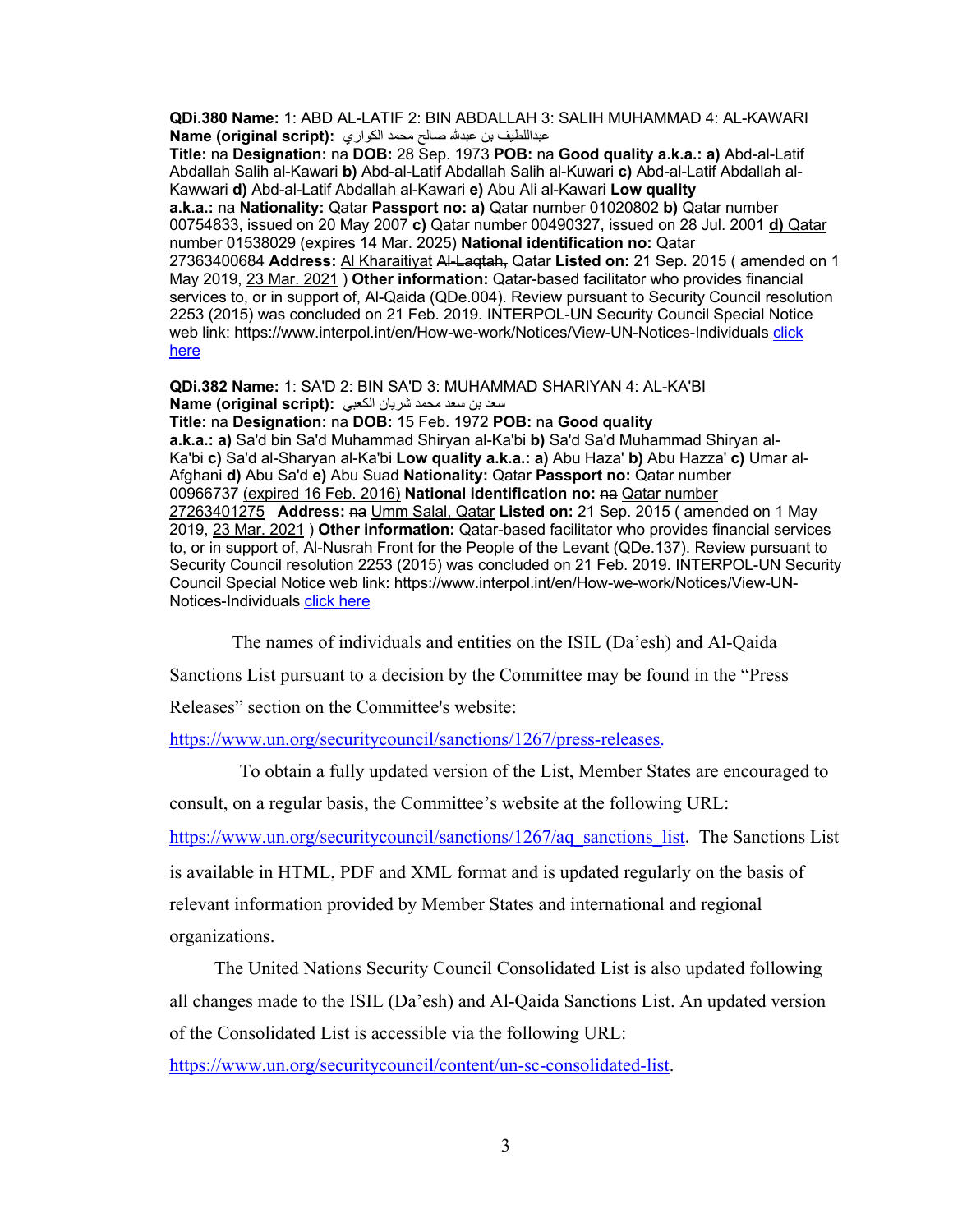**QDi.380 Name:** 1: ABD AL-LATIF 2: BIN ABDALLAH 3: SALIH MUHAMMAD 4: AL-KAWARI
**Name (original script):** عبداللطيف بن عبدالله صالح محمد الكواري
**Title:** na **Designation:** na **DOB:** 28 Sep. 1973 **POB:** na **Good quality a.k.a.: a)** Abd-al-Latif Abdallah Salih al-Kawari **b)** Abd-al-Latif Abdallah Salih al-Kuwari **c)** Abd-al-Latif Abdallah al-Kawwari **d)** Abd-al-Latif Abdallah al-Kawari **e)** Abu Ali al-Kawari **Low quality a.k.a.:** na **Nationality:** Qatar **Passport no: a)** Qatar number 01020802 **b)** Qatar number 00754833, issued on 20 May 2007 **c)** Qatar number 00490327, issued on 28 Jul. 2001 **d)** Qatar number 01538029 (expires 14 Mar. 2025) **National identification no:** Qatar 27363400684 **Address:** Al Kharaitiyat ~~Al-Laqtah,~~ Qatar **Listed on:** 21 Sep. 2015 ( amended on 1 May 2019, 23 Mar. 2021 ) **Other information:** Qatar-based facilitator who provides financial services to, or in support of, Al-Qaida (QDe.004). Review pursuant to Security Council resolution 2253 (2015) was concluded on 21 Feb. 2019. INTERPOL-UN Security Council Special Notice web link: https://www.interpol.int/en/How-we-work/Notices/View-UN-Notices-Individuals click here

**QDi.382 Name:** 1: SA'D 2: BIN SA'D 3: MUHAMMAD SHARIYAN 4: AL-KA'BI
**Name (original script):** سعد بن سعد محمد شريان الكعبي
**Title:** na **Designation:** na **DOB:** 15 Feb. 1972 **POB:** na **Good quality a.k.a.: a)** Sa'd bin Sa'd Muhammad Shiryan al-Ka'bi **b)** Sa'd Sa'd Muhammad Shiryan al-Ka'bi **c)** Sa'd al-Sharyan al-Ka'bi **Low quality a.k.a.: a)** Abu Haza' **b)** Abu Hazza' **c)** Umar al-Afghani **d)** Abu Sa'd **e)** Abu Suad **Nationality:** Qatar **Passport no:** Qatar number 00966737 (expired 16 Feb. 2016) **National identification no:** ~~na~~ Qatar number 27263401275 **Address:** ~~na~~ Umm Salal, Qatar **Listed on:** 21 Sep. 2015 ( amended on 1 May 2019, 23 Mar. 2021 ) **Other information:** Qatar-based facilitator who provides financial services to, or in support of, Al-Nusrah Front for the People of the Levant (QDe.137). Review pursuant to Security Council resolution 2253 (2015) was concluded on 21 Feb. 2019. INTERPOL-UN Security Council Special Notice web link: https://www.interpol.int/en/How-we-work/Notices/View-UN-Notices-Individuals click here

The names of individuals and entities on the ISIL (Da'esh) and Al-Qaida Sanctions List pursuant to a decision by the Committee may be found in the "Press Releases" section on the Committee's website: https://www.un.org/securitycouncil/sanctions/1267/press-releases.

To obtain a fully updated version of the List, Member States are encouraged to consult, on a regular basis, the Committee's website at the following URL: https://www.un.org/securitycouncil/sanctions/1267/aq_sanctions_list. The Sanctions List is available in HTML, PDF and XML format and is updated regularly on the basis of relevant information provided by Member States and international and regional organizations.

The United Nations Security Council Consolidated List is also updated following all changes made to the ISIL (Da'esh) and Al-Qaida Sanctions List. An updated version of the Consolidated List is accessible via the following URL: https://www.un.org/securitycouncil/content/un-sc-consolidated-list.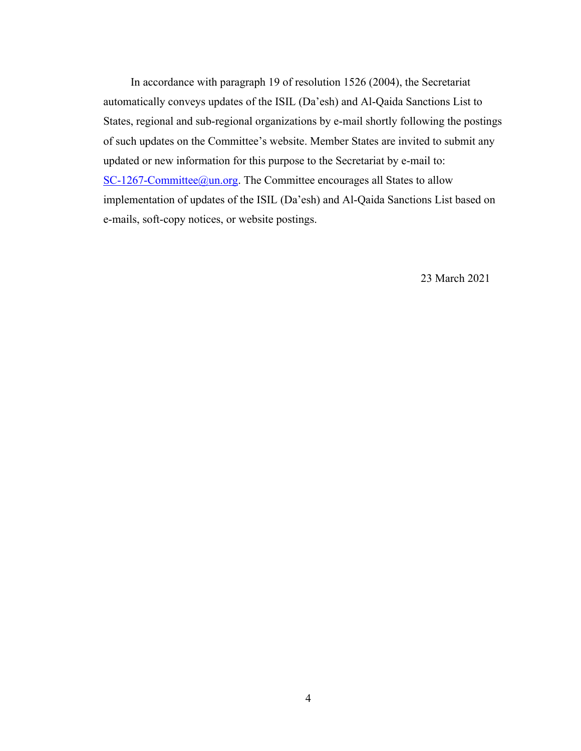In accordance with paragraph 19 of resolution 1526 (2004), the Secretariat automatically conveys updates of the ISIL (Da'esh) and Al-Qaida Sanctions List to States, regional and sub-regional organizations by e-mail shortly following the postings of such updates on the Committee's website. Member States are invited to submit any updated or new information for this purpose to the Secretariat by e-mail to: SC-1267-Committee@un.org. The Committee encourages all States to allow implementation of updates of the ISIL (Da'esh) and Al-Qaida Sanctions List based on e-mails, soft-copy notices, or website postings.

23 March 2021